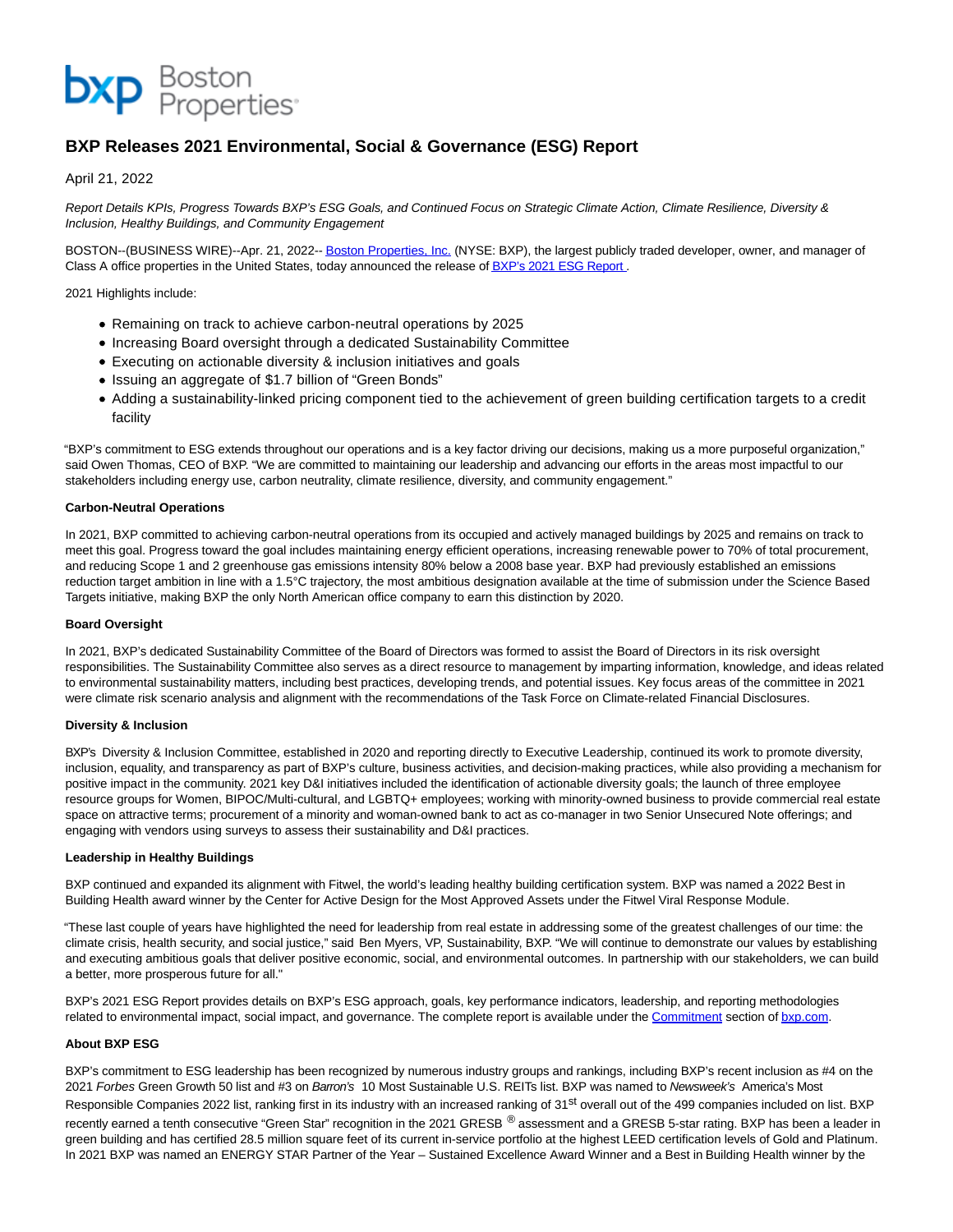# BXP Releases 2021 Environmental, Social & Governance (ESG) Report

April 21, 2022

*Report Details KPIs, Progress Towards BXP's ESG Goals, and Continued Focus on Strategic Climate Action, Climate Resilience, Diversity & Inclusion, Healthy Buildings, and Community Engagement*

BOSTON--(BUSINESS WIRE)--Apr. 21, 2022-- Boston Properties, Inc. (NYSE: BXP), the largest publicly traded developer, owner, and manager of Class A office properties in the United States, today announced the release of BXP's 2021 ESG Report.

2021 Highlights include:

- Remaining on track to achieve carbon-neutral operations by 2025
- Increasing Board oversight through a dedicated Sustainability Committee
- Executing on actionable diversity & inclusion initiatives and goals
- Issuing an aggregate of $1.7 billion of "Green Bonds"
- Adding a sustainability-linked pricing component tied to the achievement of green building certification targets to a credit facility

"BXP's commitment to ESG extends throughout our operations and is a key factor driving our decisions, making us a more purposeful organization," said Owen Thomas, CEO of BXP. "We are committed to maintaining our leadership and advancing our efforts in the areas most impactful to our stakeholders including energy use, carbon neutrality, climate resilience, diversity, and community engagement."

**Carbon-Neutral Operations**

In 2021, BXP committed to achieving carbon-neutral operations from its occupied and actively managed buildings by 2025 and remains on track to meet this goal. Progress toward the goal includes maintaining energy efficient operations, increasing renewable power to 70% of total procurement, and reducing Scope 1 and 2 greenhouse gas emissions intensity 80% below a 2008 base year. BXP had previously established an emissions reduction target ambition in line with a 1.5°C trajectory, the most ambitious designation available at the time of submission under the Science Based Targets initiative, making BXP the only North American office company to earn this distinction by 2020.

**Board Oversight**

In 2021, BXP's dedicated Sustainability Committee of the Board of Directors was formed to assist the Board of Directors in its risk oversight responsibilities. The Sustainability Committee also serves as a direct resource to management by imparting information, knowledge, and ideas related to environmental sustainability matters, including best practices, developing trends, and potential issues. Key focus areas of the committee in 2021 were climate risk scenario analysis and alignment with the recommendations of the Task Force on Climate-related Financial Disclosures.

**Diversity & Inclusion**

BXP's Diversity & Inclusion Committee, established in 2020 and reporting directly to Executive Leadership, continued its work to promote diversity, inclusion, equality, and transparency as part of BXP's culture, business activities, and decision-making practices, while also providing a mechanism for positive impact in the community. 2021 key D&I initiatives included the identification of actionable diversity goals; the launch of three employee resource groups for Women, BIPOC/Multi-cultural, and LGBTQ+ employees; working with minority-owned business to provide commercial real estate space on attractive terms; procurement of a minority and woman-owned bank to act as co-manager in two Senior Unsecured Note offerings; and engaging with vendors using surveys to assess their sustainability and D&I practices.

**Leadership in Healthy Buildings**

BXP continued and expanded its alignment with Fitwel, the world's leading healthy building certification system. BXP was named a 2022 Best in Building Health award winner by the Center for Active Design for the Most Approved Assets under the Fitwel Viral Response Module.

"These last couple of years have highlighted the need for leadership from real estate in addressing some of the greatest challenges of our time: the climate crisis, health security, and social justice," said Ben Myers, VP, Sustainability, BXP. "We will continue to demonstrate our values by establishing and executing ambitious goals that deliver positive economic, social, and environmental outcomes. In partnership with our stakeholders, we can build a better, more prosperous future for all."

BXP's 2021 ESG Report provides details on BXP's ESG approach, goals, key performance indicators, leadership, and reporting methodologies related to environmental impact, social impact, and governance. The complete report is available under the Commitment section of bxp.com.

**About BXP ESG**

BXP's commitment to ESG leadership has been recognized by numerous industry groups and rankings, including BXP's recent inclusion as #4 on the 2021 *Forbes* Green Growth 50 list and #3 on *Barron's* 10 Most Sustainable U.S. REITs list. BXP was named to *Newsweek's* America's Most Responsible Companies 2022 list, ranking first in its industry with an increased ranking of 31st overall out of the 499 companies included on list. BXP recently earned a tenth consecutive "Green Star" recognition in the 2021 GRESB® assessment and a GRESB 5-star rating. BXP has been a leader in green building and has certified 28.5 million square feet of its current in-service portfolio at the highest LEED certification levels of Gold and Platinum. In 2021 BXP was named an ENERGY STAR Partner of the Year – Sustained Excellence Award Winner and a Best in Building Health winner by the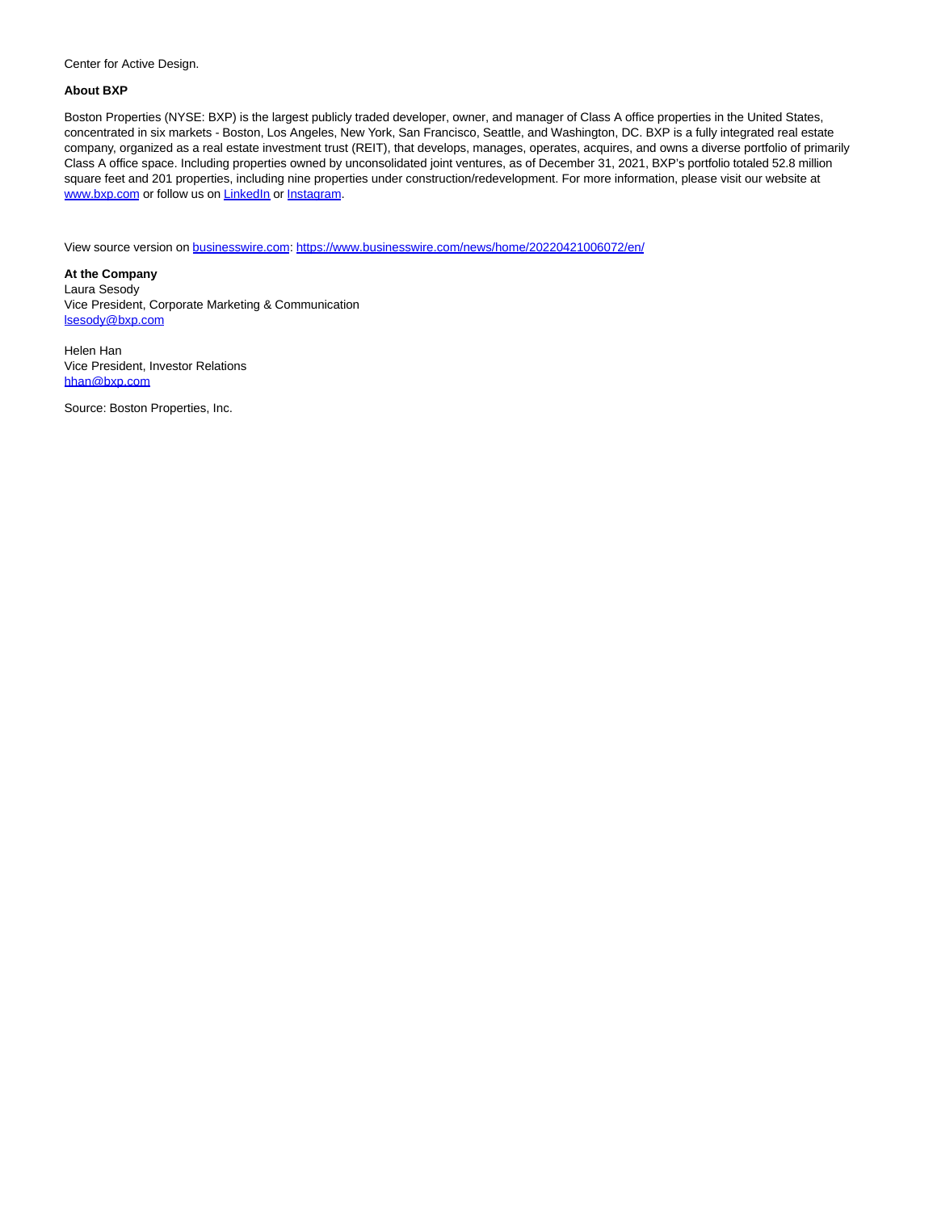Center for Active Design.

**About BXP**

Boston Properties (NYSE: BXP) is the largest publicly traded developer, owner, and manager of Class A office properties in the United States, concentrated in six markets - Boston, Los Angeles, New York, San Francisco, Seattle, and Washington, DC. BXP is a fully integrated real estate company, organized as a real estate investment trust (REIT), that develops, manages, operates, acquires, and owns a diverse portfolio of primarily Class A office space. Including properties owned by unconsolidated joint ventures, as of December 31, 2021, BXP's portfolio totaled 52.8 million square feet and 201 properties, including nine properties under construction/redevelopment. For more information, please visit our website at www.bxp.com or follow us on LinkedIn or Instagram.

View source version on businesswire.com: https://www.businesswire.com/news/home/20220421006072/en/

**At the Company**
Laura Sesody
Vice President, Corporate Marketing & Communication
lsesody@bxp.com

Helen Han
Vice President, Investor Relations
hhan@bxp.com

Source: Boston Properties, Inc.